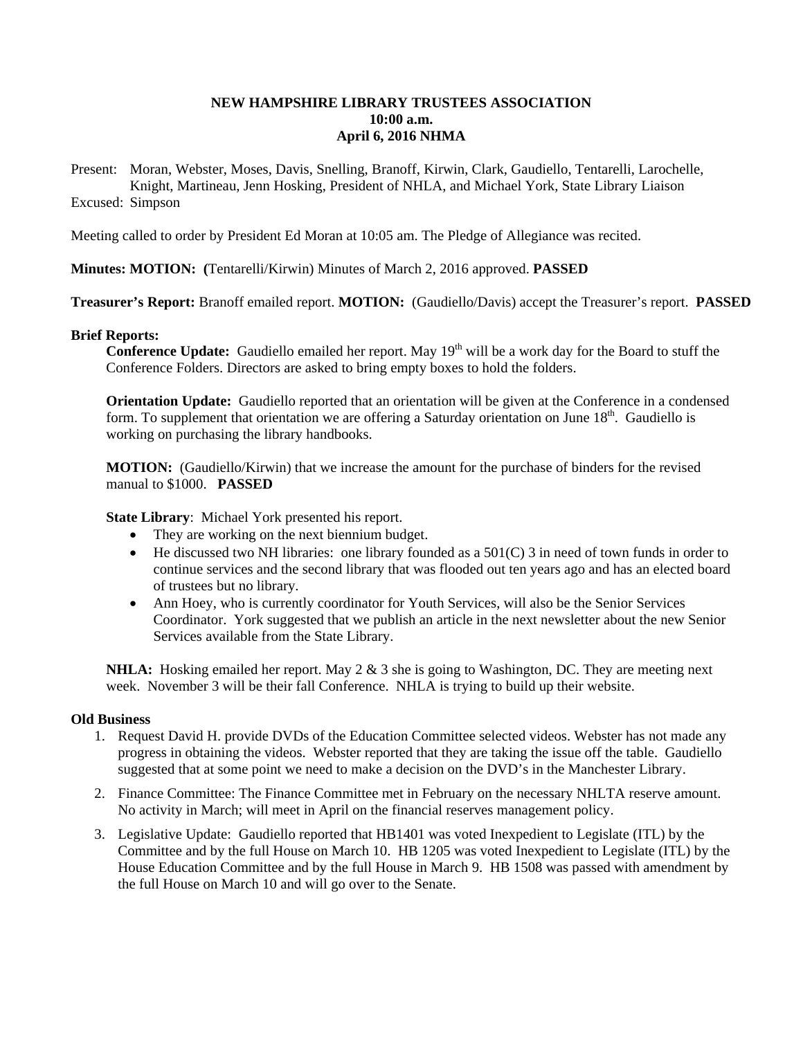# NEW HAMPSHIRE LIBRARY TRUSTEES ASSOCIATION
## 10:00 a.m.
## April 6, 2016 NHMA

Present: Moran, Webster, Moses, Davis, Snelling, Branoff, Kirwin, Clark, Gaudiello, Tentarelli, Larochelle, Knight, Martineau, Jenn Hosking, President of NHLA, and Michael York, State Library Liaison

Excused: Simpson

Meeting called to order by President Ed Moran at 10:05 am. The Pledge of Allegiance was recited.

**Minutes: MOTION: (**Tentarelli/Kirwin) Minutes of March 2, 2016 approved. **PASSED**

**Treasurer's Report:** Branoff emailed report. **MOTION:** (Gaudiello/Davis) accept the Treasurer's report. **PASSED**

**Brief Reports:**

**Conference Update:** Gaudiello emailed her report. May 19th will be a work day for the Board to stuff the Conference Folders. Directors are asked to bring empty boxes to hold the folders.

**Orientation Update:** Gaudiello reported that an orientation will be given at the Conference in a condensed form. To supplement that orientation we are offering a Saturday orientation on June 18th. Gaudiello is working on purchasing the library handbooks.

**MOTION:** (Gaudiello/Kirwin) that we increase the amount for the purchase of binders for the revised manual to $1000. **PASSED**

**State Library**: Michael York presented his report.

- They are working on the next biennium budget.
- He discussed two NH libraries: one library founded as a 501(C) 3 in need of town funds in order to continue services and the second library that was flooded out ten years ago and has an elected board of trustees but no library.
- Ann Hoey, who is currently coordinator for Youth Services, will also be the Senior Services Coordinator. York suggested that we publish an article in the next newsletter about the new Senior Services available from the State Library.

**NHLA:** Hosking emailed her report. May 2 & 3 she is going to Washington, DC. They are meeting next week. November 3 will be their fall Conference. NHLA is trying to build up their website.

**Old Business**

1. Request David H. provide DVDs of the Education Committee selected videos. Webster has not made any progress in obtaining the videos. Webster reported that they are taking the issue off the table. Gaudiello suggested that at some point we need to make a decision on the DVD's in the Manchester Library.
2. Finance Committee: The Finance Committee met in February on the necessary NHLTA reserve amount. No activity in March; will meet in April on the financial reserves management policy.
3. Legislative Update: Gaudiello reported that HB1401 was voted Inexpedient to Legislate (ITL) by the Committee and by the full House on March 10. HB 1205 was voted Inexpedient to Legislate (ITL) by the House Education Committee and by the full House in March 9. HB 1508 was passed with amendment by the full House on March 10 and will go over to the Senate.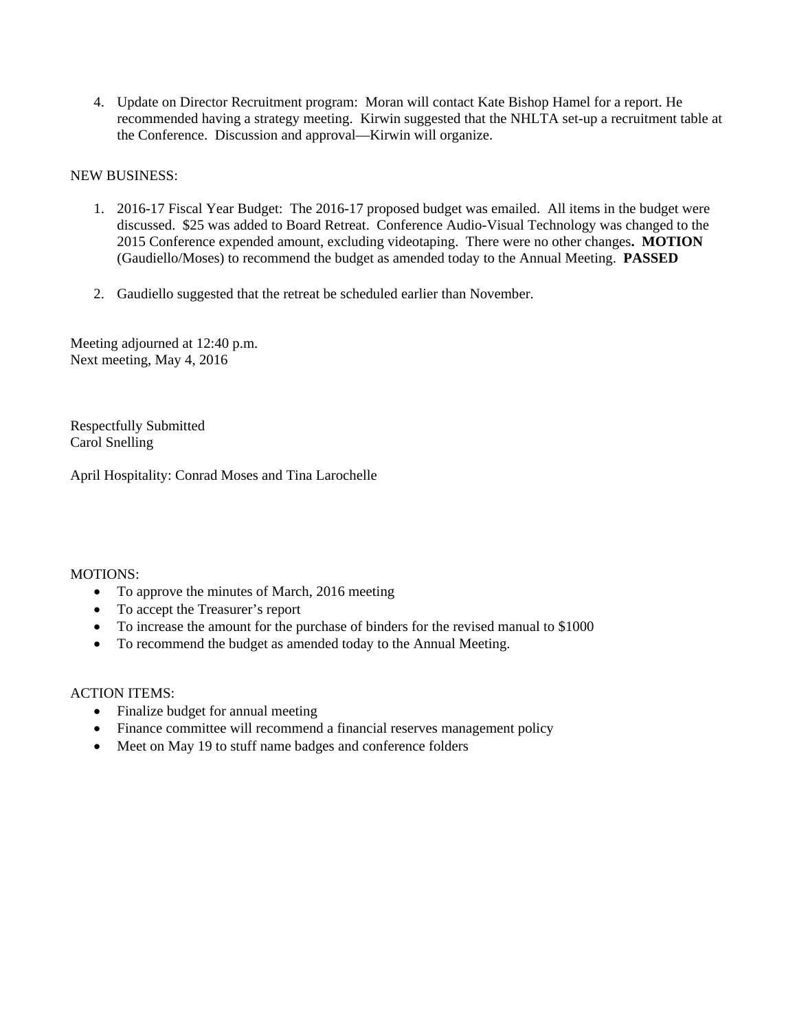4. Update on Director Recruitment program: Moran will contact Kate Bishop Hamel for a report. He recommended having a strategy meeting. Kirwin suggested that the NHLTA set-up a recruitment table at the Conference. Discussion and approval—Kirwin will organize.

NEW BUSINESS:

1. 2016-17 Fiscal Year Budget: The 2016-17 proposed budget was emailed. All items in the budget were discussed. $25 was added to Board Retreat. Conference Audio-Visual Technology was changed to the 2015 Conference expended amount, excluding videotaping. There were no other changes**. MOTION** (Gaudiello/Moses) to recommend the budget as amended today to the Annual Meeting. **PASSED**

2. Gaudiello suggested that the retreat be scheduled earlier than November.

Meeting adjourned at 12:40 p.m.
Next meeting, May 4, 2016

Respectfully Submitted
Carol Snelling

April Hospitality: Conrad Moses and Tina Larochelle

MOTIONS:

- To approve the minutes of March, 2016 meeting
- To accept the Treasurer's report
- To increase the amount for the purchase of binders for the revised manual to $1000
- To recommend the budget as amended today to the Annual Meeting.

ACTION ITEMS:

- Finalize budget for annual meeting
- Finance committee will recommend a financial reserves management policy
- Meet on May 19 to stuff name badges and conference folders